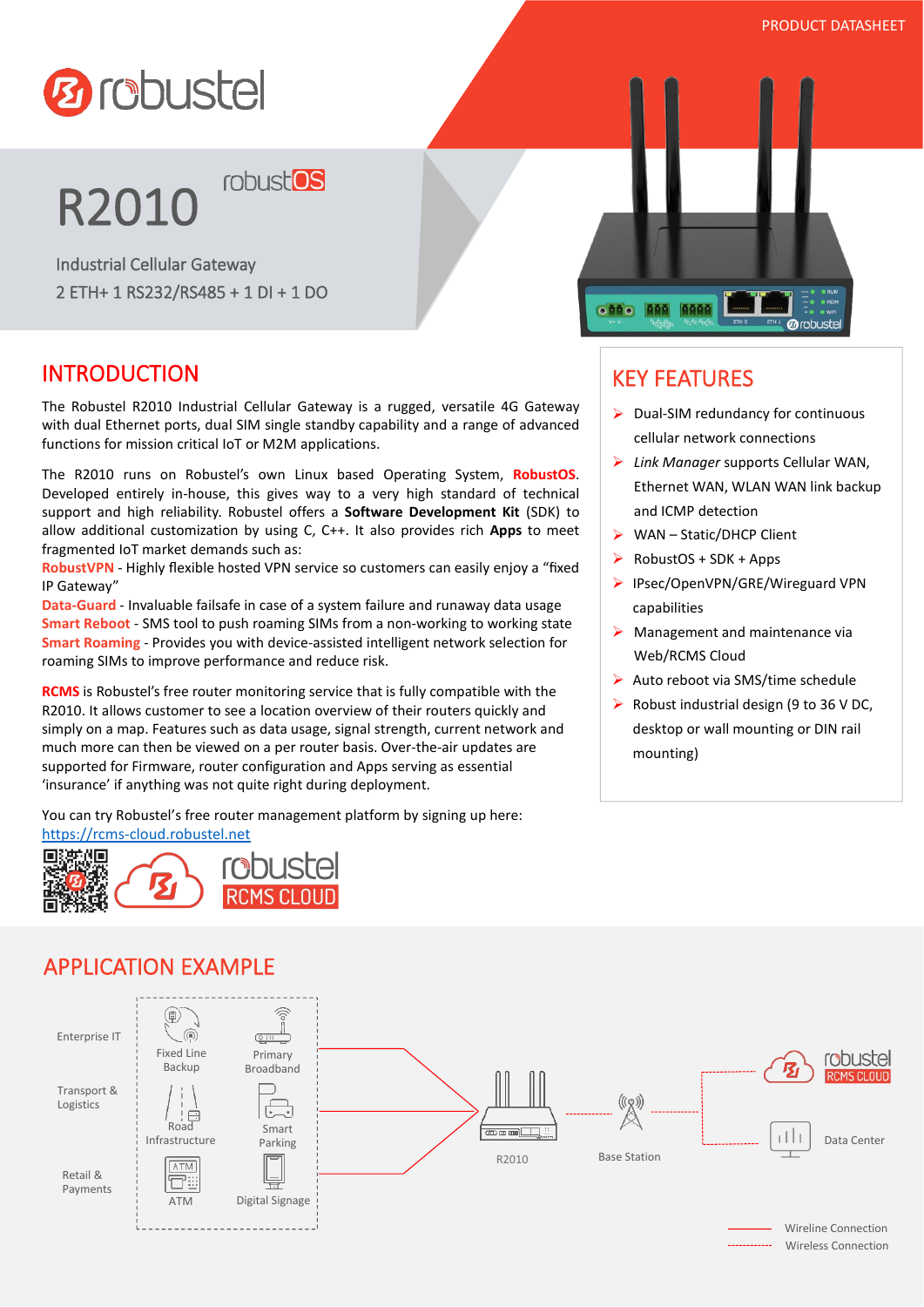PRODUCT DATASHEET

# R2010

robustOS

Industrial Cellular Gateway

2 ETH+ 1 RS232/RS485 + 1 DI + 1 DO

## INTRODUCTION

The Robustel R2010 Industrial Cellular Gateway is a rugged, versatile 4G Gateway with dual Ethernet ports, dual SIM single standby capability and a range of advanced functions for mission critical IoT or M2M applications.

The R2010 runs on Robustel's own Linux based Operating System, **RobustOS**. Developed entirely in-house, this gives way to a very high standard of technical support and high reliability. Robustel offers a **Software Development Kit** (SDK) to allow additional customization by using C, C++. It also provides rich **Apps** to meet fragmented IoT market demands such as:

**RobustVPN** - Highly flexible hosted VPN service so customers can easily enjoy a "fixed IP Gateway"

**Data-Guard** - Invaluable failsafe in case of a system failure and runaway data usage

**Smart Reboot** - SMS tool to push roaming SIMs from a non-working to working state

**Smart Roaming** - Provides you with device-assisted intelligent network selection for roaming SIMs to improve performance and reduce risk.

**RCMS** is Robustel's free router monitoring service that is fully compatible with the R2010. It allows customer to see a location overview of their routers quickly and simply on a map. Features such as data usage, signal strength, current network and much more can then be viewed on a per router basis. Over-the-air updates are supported for Firmware, router configuration and Apps serving as essential 'insurance' if anything was not quite right during deployment.

You can try Robustel's free router management platform by signing up here: https://rcms-cloud.robustel.net

## KEY FEATURES

- Dual-SIM redundancy for continuous cellular network connections
- *Link Manager* supports Cellular WAN, Ethernet WAN, WLAN WAN link backup and ICMP detection
- WAN – Static/DHCP Client
- RobustOS + SDK + Apps
- IPsec/OpenVPN/GRE/Wireguard VPN capabilities
- Management and maintenance via Web/RCMS Cloud
- Auto reboot via SMS/time schedule
- Robust industrial design (9 to 36 V DC, desktop or wall mounting or DIN rail mounting)

## APPLICATION EXAMPLE

Enterprise IT: Fixed Line Backup, Primary Broadband

Transport & Logistics: Road Infrastructure, Smart Parking

Retail & Payments: ATM, Digital Signage

R2010 — Base Station — robustel RCMS CLOUD / Data Center

Wireline Connection

Wireless Connection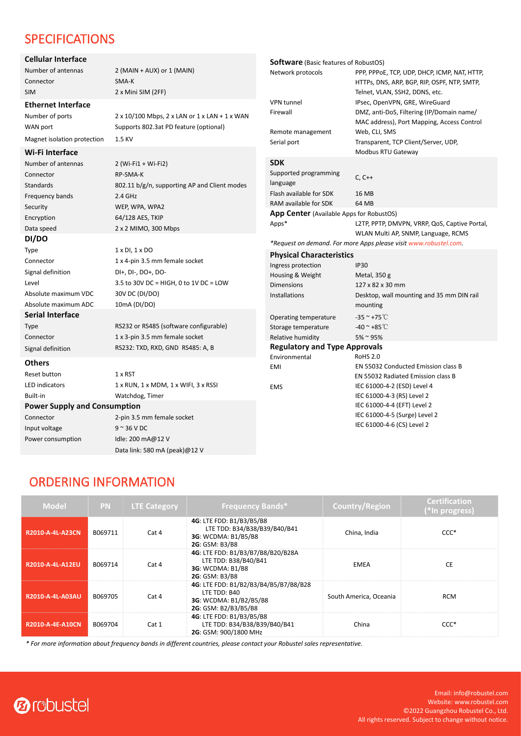## SPECIFICATIONS

| **Cellular Interface** | |
|---|---|
| Number of antennas | 2 (MAIN + AUX) or 1 (MAIN) |
| Connector | SMA-K |
| SIM | 2 x Mini SIM (2FF) |
| **Ethernet Interface** | |
| Number of ports | 2 x 10/100 Mbps, 2 x LAN or 1 x LAN + 1 x WAN |
| WAN port | Supports 802.3at PD feature (optional) |
| Magnet isolation protection | 1.5 KV |
| **Wi-Fi Interface** | |
| Number of antennas | 2 (Wi-Fi1 + Wi-Fi2) |
| Connector | RP-SMA-K |
| Standards | 802.11 b/g/n, supporting AP and Client modes |
| Frequency bands | 2.4 GHz |
| Security | WEP, WPA, WPA2 |
| Encryption | 64/128 AES, TKIP |
| Data speed | 2 x 2 MIMO, 300 Mbps |
| **DI/DO** | |
| Type | 1 x DI, 1 x DO |
| Connector | 1 x 4-pin 3.5 mm female socket |
| Signal definition | DI+, DI-, DO+, DO- |
| Level | 3.5 to 30V DC = HIGH, 0 to 1V DC = LOW |
| Absolute maximum VDC | 30V DC (DI/DO) |
| Absolute maximum ADC | 10mA (DI/DO) |
| **Serial Interface** | |
| Type | RS232 or RS485 (software configurable) |
| Connector | 1 x 3-pin 3.5 mm female socket |
| Signal definition | RS232: TXD, RXD, GND RS485: A, B |
| **Others** | |
| Reset button | 1 x RST |
| LED indicators | 1 x RUN, 1 x MDM, 1 x WIFI, 3 x RSSI |
| Built-in | Watchdog, Timer |
| **Power Supply and Consumption** | |
| Connector | 2-pin 3.5 mm female socket |
| Input voltage | 9 ~ 36 V DC |
| Power consumption | Idle: 200 mA@12 V<br>Data link: 580 mA (peak)@12 V |

| **Software** (Basic features of RobustOS) | |
|---|---|
| Network protocols | PPP, PPPoE, TCP, UDP, DHCP, ICMP, NAT, HTTP, HTTPs, DNS, ARP, BGP, RIP, OSPF, NTP, SMTP, Telnet, VLAN, SSH2, DDNS, etc. |
| VPN tunnel | IPsec, OpenVPN, GRE, WireGuard |
| Firewall | DMZ, anti-DoS, Filtering (IP/Domain name/ MAC address), Port Mapping, Access Control |
| Remote management | Web, CLI, SMS |
| Serial port | Transparent, TCP Client/Server, UDP, Modbus RTU Gateway |
| **SDK** | |
| Supported programming language | C, C++ |
| Flash available for SDK | 16 MB |
| RAM available for SDK | 64 MB |
| **App Center** (Available Apps for RobustOS) | |
| Apps* | L2TP, PPTP, DMVPN, VRRP, QoS, Captive Portal, WLAN Multi AP, SNMP, Language, RCMS |

*\*Request on demand. For more Apps please visit www.robustel.com.*

| **Physical Characteristics** | |
|---|---|
| Ingress protection | IP30 |
| Housing & Weight | Metal, 350 g |
| Dimensions | 127 x 82 x 30 mm |
| Installations | Desktop, wall mounting and 35 mm DIN rail mounting |
| Operating temperature | -35 ~ +75℃ |
| Storage temperature | -40 ~ +85℃ |
| Relative humidity | 5% ~ 95% |
| **Regulatory and Type Approvals** | |
| Environmental | RoHS 2.0 |
| EMI | EN 55032 Conducted Emission class B<br>EN 55032 Radiated Emission class B |
| EMS | IEC 61000-4-2 (ESD) Level 4<br>IEC 61000-4-3 (RS) Level 2<br>IEC 61000-4-4 (EFT) Level 2<br>IEC 61000-4-5 (Surge) Level 2<br>IEC 61000-4-6 (CS) Level 2 |

## ORDERING INFORMATION

| Model | PN | LTE Category | Frequency Bands* | Country/Region | Certification (*In progress) |
|---|---|---|---|---|---|
| R2010-A-4L-A23CN | B069711 | Cat 4 | **4G**: LTE FDD: B1/B3/B5/B8<br>LTE TDD: B34/B38/B39/B40/B41<br>**3G**: WCDMA: B1/B5/B8<br>**2G**: GSM: B3/B8 | China, India | CCC* |
| R2010-A-4L-A12EU | B069714 | Cat 4 | **4G**: LTE FDD: B1/B3/B7/B8/B20/B28A<br>LTE TDD: B38/B40/B41<br>**3G**: WCDMA: B1/B8<br>**2G**: GSM: B3/B8 | EMEA | CE |
| R2010-A-4L-A03AU | B069705 | Cat 4 | **4G**: LTE FDD: B1/B2/B3/B4/B5/B7/B8/B28<br>LTE TDD: B40<br>**3G**: WCDMA: B1/B2/B5/B8<br>**2G**: GSM: B2/B3/B5/B8 | South America, Oceania | RCM |
| R2010-A-4E-A10CN | B069704 | Cat 1 | **4G**: LTE FDD: B1/B3/B5/B8<br>LTE TDD: B34/B38/B39/B40/B41<br>**2G**: GSM: 900/1800 MHz | China | CCC* |

*\* For more information about frequency bands in different countries, please contact your Robustel sales representative.*

robustel

Email: info@robustel.com
Website: www.robustel.com
©2022 Guangzhou Robustel Co., Ltd.
All rights reserved. Subject to change without notice.